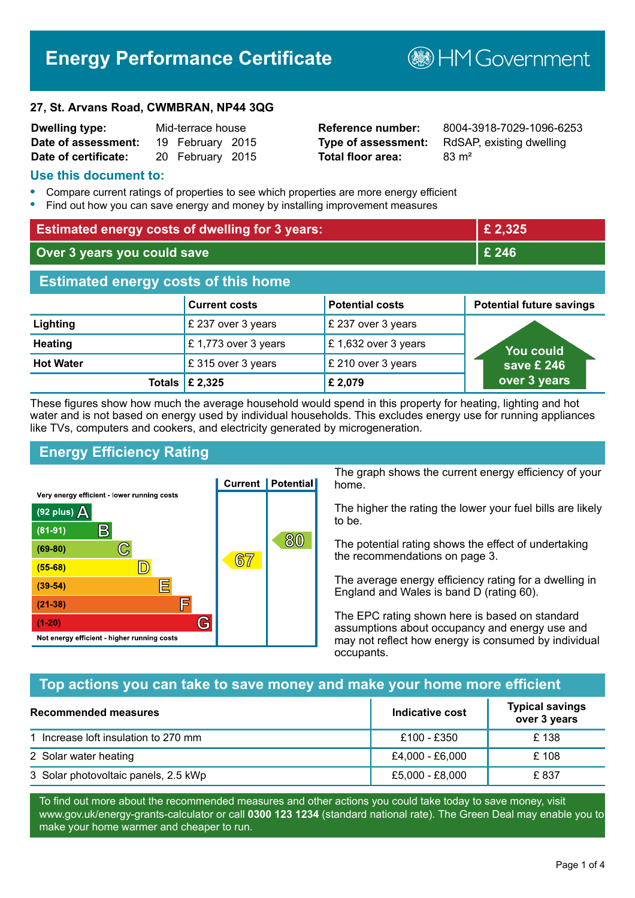# Energy Performance Certificate

HM Government

**27, St. Arvans Road, CWMBRAN, NP44 3QG**

| | | | |
|---|---|---|---|
| **Dwelling type:** | Mid-terrace house | **Reference number:** | 8004-3918-7029-1096-6253 |
| **Date of assessment:** | 19 February 2015 | **Type of assessment:** | RdSAP, existing dwelling |
| **Date of certificate:** | 20 February 2015 | **Total floor area:** | 83 m² |

## Use this document to:

- Compare current ratings of properties to see which properties are more energy efficient
- Find out how you can save energy and money by installing improvement measures

| | |
|---|---|
| **Estimated energy costs of dwelling for 3 years:** | **£ 2,325** |
| **Over 3 years you could save** | **£ 246** |

## Estimated energy costs of this home

| | Current costs | Potential costs | Potential future savings |
|---|---|---|---|
| **Lighting** | £ 237 over 3 years | £ 237 over 3 years | You could save £ 246 over 3 years |
| **Heating** | £ 1,773 over 3 years | £ 1,632 over 3 years | |
| **Hot Water** | £ 315 over 3 years | £ 210 over 3 years | |
| **Totals** | **£ 2,325** | **£ 2,079** | |

These figures show how much the average household would spend in this property for heating, lighting and hot water and is not based on energy used by individual households. This excludes energy use for running appliances like TVs, computers and cookers, and electricity generated by microgeneration.

## Energy Efficiency Rating

| Rating | Current | Potential |
|---|---|---|
| Very energy efficient - lower running costs | | |
| (92 plus) A | | |
| (81-91) B | | |
| (69-80) C | | 80 |
| (55-68) D | 67 | |
| (39-54) E | | |
| (21-38) F | | |
| (1-20) G | | |
| Not energy efficient - higher running costs | | |

The graph shows the current energy efficiency of your home.

The higher the rating the lower your fuel bills are likely to be.

The potential rating shows the effect of undertaking the recommendations on page 3.

The average energy efficiency rating for a dwelling in England and Wales is band D (rating 60).

The EPC rating shown here is based on standard assumptions about occupancy and energy use and may not reflect how energy is consumed by individual occupants.

## Top actions you can take to save money and make your home more efficient

| Recommended measures | Indicative cost | Typical savings over 3 years |
|---|---|---|
| 1 Increase loft insulation to 270 mm | £100 - £350 | £ 138 |
| 2 Solar water heating | £4,000 - £6,000 | £ 108 |
| 3 Solar photovoltaic panels, 2.5 kWp | £5,000 - £8,000 | £ 837 |

To find out more about the recommended measures and other actions you could take today to save money, visit www.gov.uk/energy-grants-calculator or call **0300 123 1234** (standard national rate). The Green Deal may enable you to make your home warmer and cheaper to run.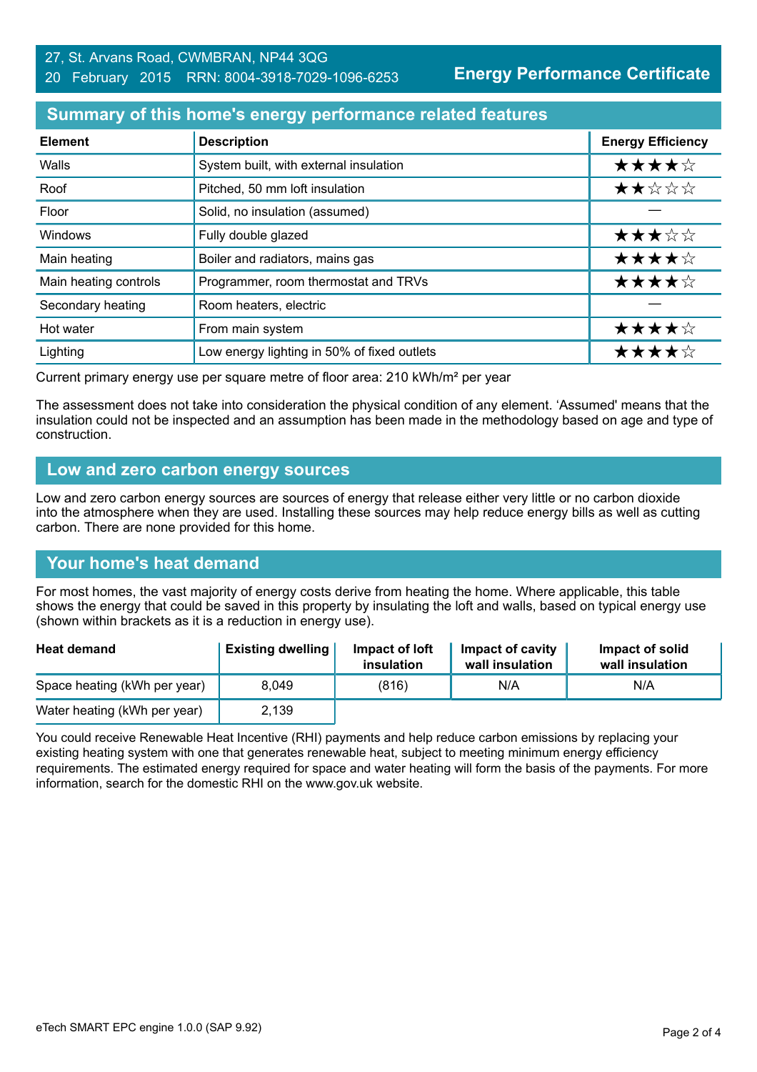27, St. Arvans Road, CWMBRAN, NP44 3QG
20 February 2015 RRN: 8004-3918-7029-1096-6253

**Energy Performance Certificate**

## Summary of this home's energy performance related features

| Element | Description | Energy Efficiency |
|---|---|---|
| Walls | System built, with external insulation | ★★★★☆ |
| Roof | Pitched, 50 mm loft insulation | ★★☆☆☆ |
| Floor | Solid, no insulation (assumed) | — |
| Windows | Fully double glazed | ★★★☆☆ |
| Main heating | Boiler and radiators, mains gas | ★★★★☆ |
| Main heating controls | Programmer, room thermostat and TRVs | ★★★★☆ |
| Secondary heating | Room heaters, electric | — |
| Hot water | From main system | ★★★★☆ |
| Lighting | Low energy lighting in 50% of fixed outlets | ★★★★☆ |

Current primary energy use per square metre of floor area: 210 kWh/m² per year

The assessment does not take into consideration the physical condition of any element. 'Assumed' means that the insulation could not be inspected and an assumption has been made in the methodology based on age and type of construction.

## Low and zero carbon energy sources

Low and zero carbon energy sources are sources of energy that release either very little or no carbon dioxide into the atmosphere when they are used. Installing these sources may help reduce energy bills as well as cutting carbon. There are none provided for this home.

## Your home's heat demand

For most homes, the vast majority of energy costs derive from heating the home. Where applicable, this table shows the energy that could be saved in this property by insulating the loft and walls, based on typical energy use (shown within brackets as it is a reduction in energy use).

| Heat demand | Existing dwelling | Impact of loft insulation | Impact of cavity wall insulation | Impact of solid wall insulation |
|---|---|---|---|---|
| Space heating (kWh per year) | 8,049 | (816) | N/A | N/A |
| Water heating (kWh per year) | 2,139 | | | |

You could receive Renewable Heat Incentive (RHI) payments and help reduce carbon emissions by replacing your existing heating system with one that generates renewable heat, subject to meeting minimum energy efficiency requirements. The estimated energy required for space and water heating will form the basis of the payments. For more information, search for the domestic RHI on the www.gov.uk website.

eTech SMART EPC engine 1.0.0 (SAP 9.92)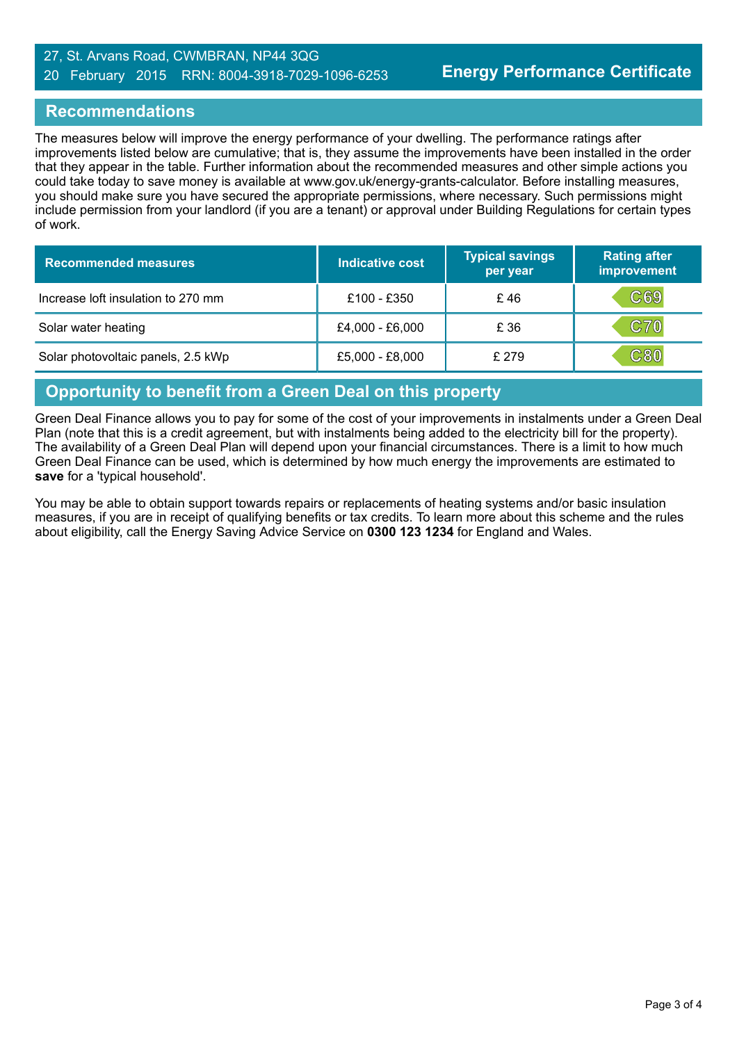## Recommendations

The measures below will improve the energy performance of your dwelling. The performance ratings after improvements listed below are cumulative; that is, they assume the improvements have been installed in the order that they appear in the table. Further information about the recommended measures and other simple actions you could take today to save money is available at www.gov.uk/energy-grants-calculator. Before installing measures, you should make sure you have secured the appropriate permissions, where necessary. Such permissions might include permission from your landlord (if you are a tenant) or approval under Building Regulations for certain types of work.

| Recommended measures | Indicative cost | Typical savings per year | Rating after improvement |
|---|---|---|---|
| Increase loft insulation to 270 mm | £100 - £350 | £ 46 | C69 |
| Solar water heating | £4,000 - £6,000 | £ 36 | C70 |
| Solar photovoltaic panels, 2.5 kWp | £5,000 - £8,000 | £ 279 | C80 |

## Opportunity to benefit from a Green Deal on this property

Green Deal Finance allows you to pay for some of the cost of your improvements in instalments under a Green Deal Plan (note that this is a credit agreement, but with instalments being added to the electricity bill for the property). The availability of a Green Deal Plan will depend upon your financial circumstances. There is a limit to how much Green Deal Finance can be used, which is determined by how much energy the improvements are estimated to **save** for a 'typical household'.

You may be able to obtain support towards repairs or replacements of heating systems and/or basic insulation measures, if you are in receipt of qualifying benefits or tax credits. To learn more about this scheme and the rules about eligibility, call the Energy Saving Advice Service on **0300 123 1234** for England and Wales.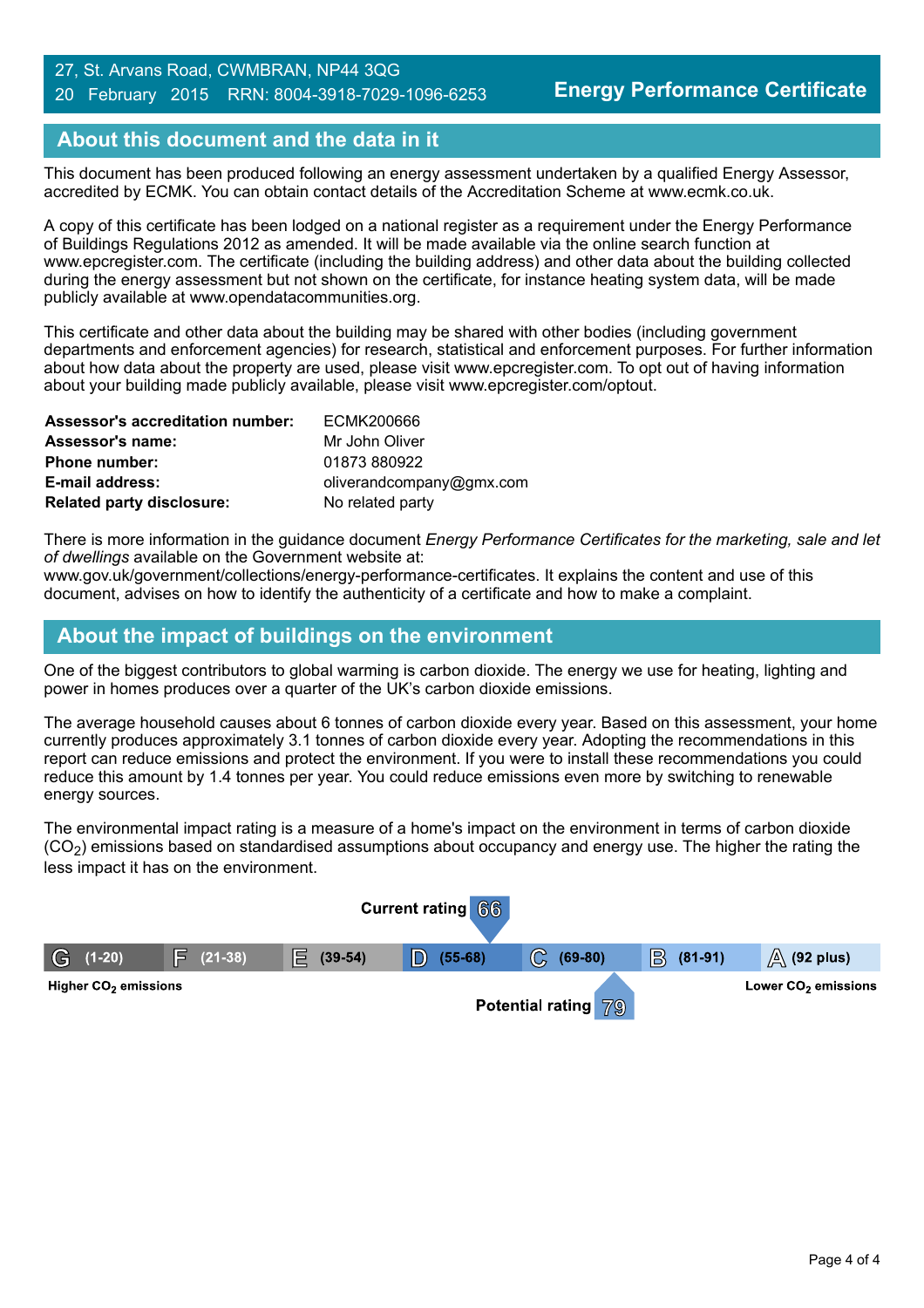27, St. Arvans Road, CWMBRAN, NP44 3QG
20 February 2015 RRN: 8004-3918-7029-1096-6253

**Energy Performance Certificate**

## About this document and the data in it

This document has been produced following an energy assessment undertaken by a qualified Energy Assessor, accredited by ECMK. You can obtain contact details of the Accreditation Scheme at www.ecmk.co.uk.

A copy of this certificate has been lodged on a national register as a requirement under the Energy Performance of Buildings Regulations 2012 as amended. It will be made available via the online search function at www.epcregister.com. The certificate (including the building address) and other data about the building collected during the energy assessment but not shown on the certificate, for instance heating system data, will be made publicly available at www.opendatacommunities.org.

This certificate and other data about the building may be shared with other bodies (including government departments and enforcement agencies) for research, statistical and enforcement purposes. For further information about how data about the property are used, please visit www.epcregister.com. To opt out of having information about your building made publicly available, please visit www.epcregister.com/optout.

| | |
|---|---|
| **Assessor's accreditation number:** | ECMK200666 |
| **Assessor's name:** | Mr John Oliver |
| **Phone number:** | 01873 880922 |
| **E-mail address:** | oliverandcompany@gmx.com |
| **Related party disclosure:** | No related party |

There is more information in the guidance document *Energy Performance Certificates for the marketing, sale and let of dwellings* available on the Government website at: www.gov.uk/government/collections/energy-performance-certificates. It explains the content and use of this document, advises on how to identify the authenticity of a certificate and how to make a complaint.

## About the impact of buildings on the environment

One of the biggest contributors to global warming is carbon dioxide. The energy we use for heating, lighting and power in homes produces over a quarter of the UK's carbon dioxide emissions.

The average household causes about 6 tonnes of carbon dioxide every year. Based on this assessment, your home currently produces approximately 3.1 tonnes of carbon dioxide every year. Adopting the recommendations in this report can reduce emissions and protect the environment. If you were to install these recommendations you could reduce this amount by 1.4 tonnes per year. You could reduce emissions even more by switching to renewable energy sources.

The environmental impact rating is a measure of a home's impact on the environment in terms of carbon dioxide ($CO_2$) emissions based on standardised assumptions about occupancy and energy use. The higher the rating the less impact it has on the environment.

Current rating 66

G (1-20) F (21-38) E (39-54) D (55-68) C (69-80) B (81-91) A (92 plus)

Higher $CO_2$ emissions

Lower $CO_2$ emissions

Potential rating 79